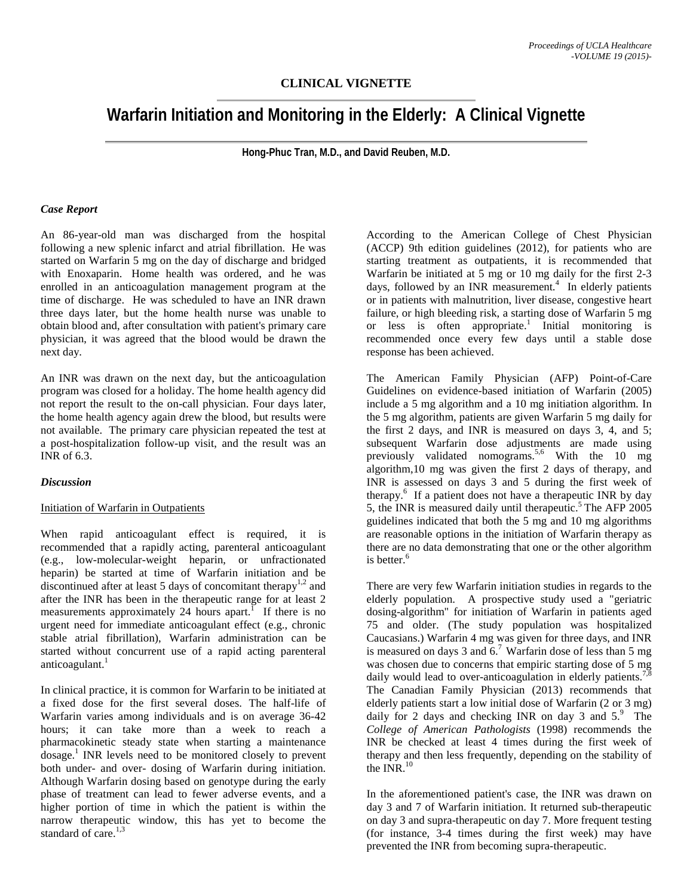## CLINICAL VIGNETTE

# Warfarin Initiation and Monitoring in the Elderly: A Clinical Vignette

**Hong-Phuc Tran, M.D., and David Reuben, M.D.**

### *Case Report*

An 86-year-old man was discharged from the hospital following a new splenic infarct and atrial fibrillation. He was started on Warfarin 5 mg on the day of discharge and bridged with Enoxaparin. Home health was ordered, and he was enrolled in an anticoagulation management program at the time of discharge. He was scheduled to have an INR drawn three days later, but the home health nurse was unable to obtain blood and, after consultation with patient's primary care physician, it was agreed that the blood would be drawn the next day.

An INR was drawn on the next day, but the anticoagulation program was closed for a holiday. The home health agency did not report the result to the on-call physician. Four days later, the home health agency again drew the blood, but results were not available. The primary care physician repeated the test at a post-hospitalization follow-up visit, and the result was an INR of 6.3.

### *Discussion*

Initiation of Warfarin in Outpatients

When rapid anticoagulant effect is required, it is recommended that a rapidly acting, parenteral anticoagulant (e.g., low-molecular-weight heparin, or unfractionated heparin) be started at time of Warfarin initiation and be discontinued after at least 5 days of concomitant therapy[1,2] and after the INR has been in the therapeutic range for at least 2 measurements approximately 24 hours apart.[1] If there is no urgent need for immediate anticoagulant effect (e.g., chronic stable atrial fibrillation), Warfarin administration can be started without concurrent use of a rapid acting parenteral anticoagulant.[1]

In clinical practice, it is common for Warfarin to be initiated at a fixed dose for the first several doses. The half-life of Warfarin varies among individuals and is on average 36-42 hours; it can take more than a week to reach a pharmacokinetic steady state when starting a maintenance dosage.[1] INR levels need to be monitored closely to prevent both under- and over- dosing of Warfarin during initiation. Although Warfarin dosing based on genotype during the early phase of treatment can lead to fewer adverse events, and a higher portion of time in which the patient is within the narrow therapeutic window, this has yet to become the standard of care.[1,3]

According to the American College of Chest Physician (ACCP) 9th edition guidelines (2012), for patients who are starting treatment as outpatients, it is recommended that Warfarin be initiated at 5 mg or 10 mg daily for the first 2-3 days, followed by an INR measurement.[4] In elderly patients or in patients with malnutrition, liver disease, congestive heart failure, or high bleeding risk, a starting dose of Warfarin 5 mg or less is often appropriate.[1] Initial monitoring is recommended once every few days until a stable dose response has been achieved.

The American Family Physician (AFP) Point-of-Care Guidelines on evidence-based initiation of Warfarin (2005) include a 5 mg algorithm and a 10 mg initiation algorithm. In the 5 mg algorithm, patients are given Warfarin 5 mg daily for the first 2 days, and INR is measured on days 3, 4, and 5; subsequent Warfarin dose adjustments are made using previously validated nomograms.[5,6] With the 10 mg algorithm,10 mg was given the first 2 days of therapy, and INR is assessed on days 3 and 5 during the first week of therapy.[6] If a patient does not have a therapeutic INR by day 5, the INR is measured daily until therapeutic.[5] The AFP 2005 guidelines indicated that both the 5 mg and 10 mg algorithms are reasonable options in the initiation of Warfarin therapy as there are no data demonstrating that one or the other algorithm is better.[6]

There are very few Warfarin initiation studies in regards to the elderly population. A prospective study used a "geriatric dosing-algorithm" for initiation of Warfarin in patients aged 75 and older. (The study population was hospitalized Caucasians.) Warfarin 4 mg was given for three days, and INR is measured on days 3 and 6.[7] Warfarin dose of less than 5 mg was chosen due to concerns that empiric starting dose of 5 mg daily would lead to over-anticoagulation in elderly patients.[7,8] The Canadian Family Physician (2013) recommends that elderly patients start a low initial dose of Warfarin (2 or 3 mg) daily for 2 days and checking INR on day 3 and 5.[9] The *College of American Pathologists* (1998) recommends the INR be checked at least 4 times during the first week of therapy and then less frequently, depending on the stability of the INR.[10]

In the aforementioned patient's case, the INR was drawn on day 3 and 7 of Warfarin initiation. It returned sub-therapeutic on day 3 and supra-therapeutic on day 7. More frequent testing (for instance, 3-4 times during the first week) may have prevented the INR from becoming supra-therapeutic.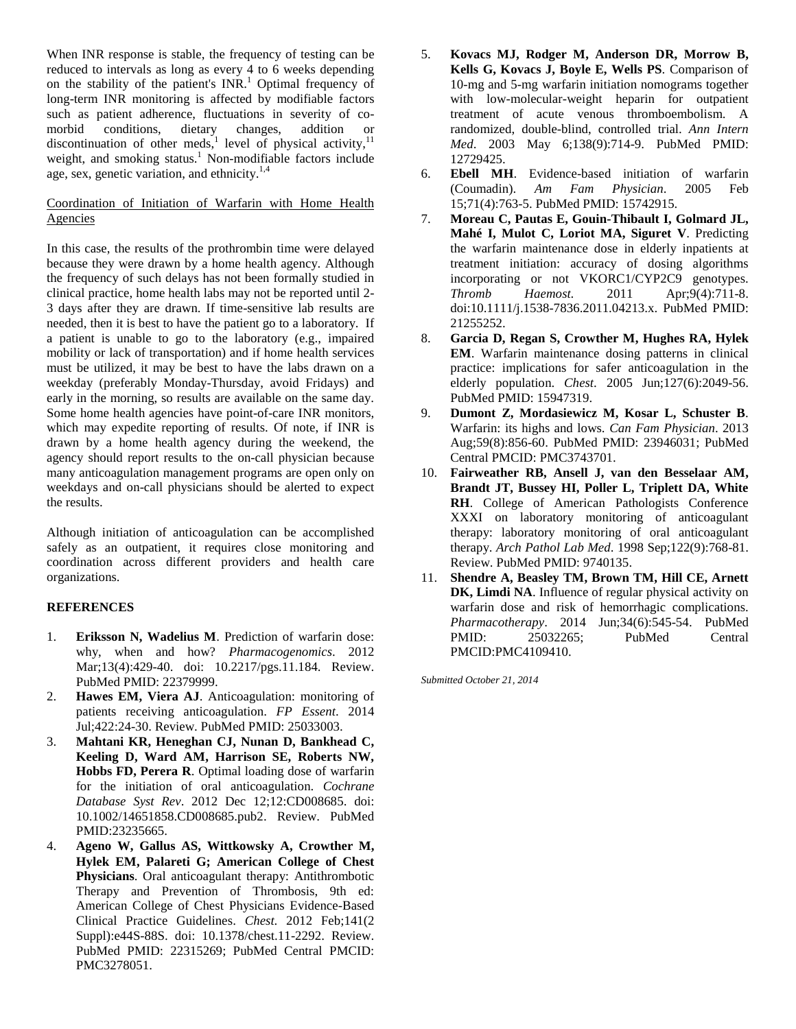When INR response is stable, the frequency of testing can be reduced to intervals as long as every 4 to 6 weeks depending on the stability of the patient's INR.[1] Optimal frequency of long-term INR monitoring is affected by modifiable factors such as patient adherence, fluctuations in severity of co-morbid conditions, dietary changes, addition or discontinuation of other meds,[1] level of physical activity,[11] weight, and smoking status.[1] Non-modifiable factors include age, sex, genetic variation, and ethnicity.[1,4]

Coordination of Initiation of Warfarin with Home Health Agencies

In this case, the results of the prothrombin time were delayed because they were drawn by a home health agency. Although the frequency of such delays has not been formally studied in clinical practice, home health labs may not be reported until 2-3 days after they are drawn. If time-sensitive lab results are needed, then it is best to have the patient go to a laboratory. If a patient is unable to go to the laboratory (e.g., impaired mobility or lack of transportation) and if home health services must be utilized, it may be best to have the labs drawn on a weekday (preferably Monday-Thursday, avoid Fridays) and early in the morning, so results are available on the same day. Some home health agencies have point-of-care INR monitors, which may expedite reporting of results. Of note, if INR is drawn by a home health agency during the weekend, the agency should report results to the on-call physician because many anticoagulation management programs are open only on weekdays and on-call physicians should be alerted to expect the results.

Although initiation of anticoagulation can be accomplished safely as an outpatient, it requires close monitoring and coordination across different providers and health care organizations.

## REFERENCES

1. **Eriksson N, Wadelius M**. Prediction of warfarin dose: why, when and how? *Pharmacogenomics*. 2012 Mar;13(4):429-40. doi: 10.2217/pgs.11.184. Review. PubMed PMID: 22379999.
2. **Hawes EM, Viera AJ**. Anticoagulation: monitoring of patients receiving anticoagulation. *FP Essent*. 2014 Jul;422:24-30. Review. PubMed PMID: 25033003.
3. **Mahtani KR, Heneghan CJ, Nunan D, Bankhead C, Keeling D, Ward AM, Harrison SE, Roberts NW, Hobbs FD, Perera R**. Optimal loading dose of warfarin for the initiation of oral anticoagulation. *Cochrane Database Syst Rev*. 2012 Dec 12;12:CD008685. doi: 10.1002/14651858.CD008685.pub2. Review. PubMed PMID:23235665.
4. **Ageno W, Gallus AS, Wittkowsky A, Crowther M, Hylek EM, Palareti G; American College of Chest Physicians**. Oral anticoagulant therapy: Antithrombotic Therapy and Prevention of Thrombosis, 9th ed: American College of Chest Physicians Evidence-Based Clinical Practice Guidelines. *Chest*. 2012 Feb;141(2 Suppl):e44S-88S. doi: 10.1378/chest.11-2292. Review. PubMed PMID: 22315269; PubMed Central PMCID: PMC3278051.
5. **Kovacs MJ, Rodger M, Anderson DR, Morrow B, Kells G, Kovacs J, Boyle E, Wells PS**. Comparison of 10-mg and 5-mg warfarin initiation nomograms together with low-molecular-weight heparin for outpatient treatment of acute venous thromboembolism. A randomized, double-blind, controlled trial. *Ann Intern Med*. 2003 May 6;138(9):714-9. PubMed PMID: 12729425.
6. **Ebell MH**. Evidence-based initiation of warfarin (Coumadin). *Am Fam Physician*. 2005 Feb 15;71(4):763-5. PubMed PMID: 15742915.
7. **Moreau C, Pautas E, Gouin-Thibault I, Golmard JL, Mahé I, Mulot C, Loriot MA, Siguret V**. Predicting the warfarin maintenance dose in elderly inpatients at treatment initiation: accuracy of dosing algorithms incorporating or not VKORC1/CYP2C9 genotypes. *Thromb Haemost*. 2011 Apr;9(4):711-8. doi:10.1111/j.1538-7836.2011.04213.x. PubMed PMID: 21255252.
8. **Garcia D, Regan S, Crowther M, Hughes RA, Hylek EM**. Warfarin maintenance dosing patterns in clinical practice: implications for safer anticoagulation in the elderly population. *Chest*. 2005 Jun;127(6):2049-56. PubMed PMID: 15947319.
9. **Dumont Z, Mordasiewicz M, Kosar L, Schuster B**. Warfarin: its highs and lows. *Can Fam Physician*. 2013 Aug;59(8):856-60. PubMed PMID: 23946031; PubMed Central PMCID: PMC3743701.
10. **Fairweather RB, Ansell J, van den Besselaar AM, Brandt JT, Bussey HI, Poller L, Triplett DA, White RH**. College of American Pathologists Conference XXXI on laboratory monitoring of anticoagulant therapy: laboratory monitoring of oral anticoagulant therapy. *Arch Pathol Lab Med*. 1998 Sep;122(9):768-81. Review. PubMed PMID: 9740135.
11. **Shendre A, Beasley TM, Brown TM, Hill CE, Arnett DK, Limdi NA**. Influence of regular physical activity on warfarin dose and risk of hemorrhagic complications. *Pharmacotherapy*. 2014 Jun;34(6):545-54. PubMed PMID: 25032265; PubMed Central PMCID:PMC4109410.

*Submitted October 21, 2014*